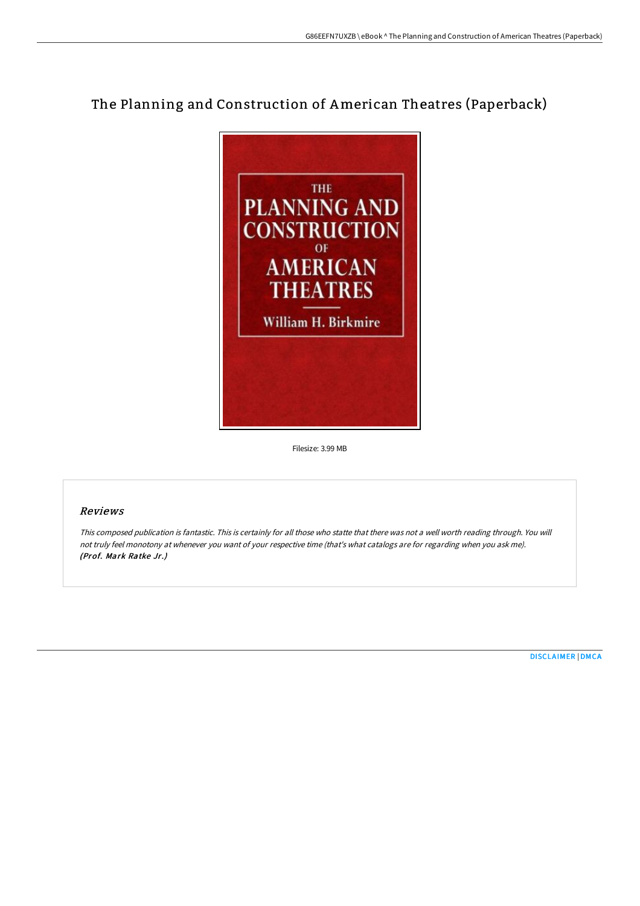# The Planning and Construction of American Theatres (Paperback)

Filesize: 3.99 MB

## Reviews

*This composed publication is fantastic. This is certainly for all those who statte that there was not a well worth reading through. You will not truly feel monotony at whenever you want of your respective time (that's what catalogs are for regarding when you ask me).*
***(Prof. Mark Ratke Jr.)***

DISCLAIMER | DMCA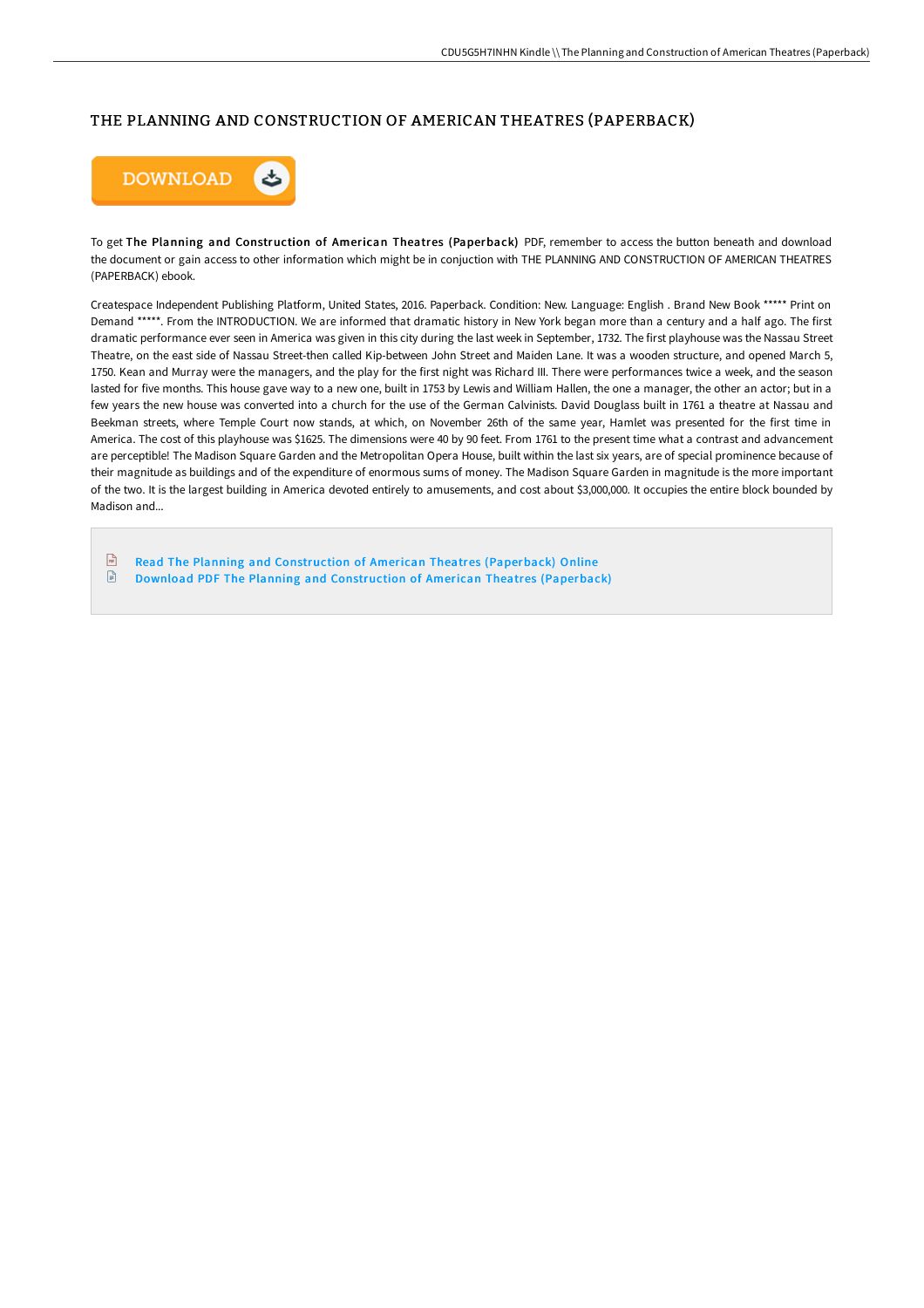# THE PLANNING AND CONSTRUCTION OF AMERICAN THEATRES (PAPERBACK)

DOWNLOAD

To get **The Planning and Construction of American Theatres (Paperback)** PDF, remember to access the button beneath and download the document or gain access to other information which might be in conjuction with THE PLANNING AND CONSTRUCTION OF AMERICAN THEATRES (PAPERBACK) ebook.

Createspace Independent Publishing Platform, United States, 2016. Paperback. Condition: New. Language: English . Brand New Book ***** Print on Demand *****. From the INTRODUCTION. We are informed that dramatic history in New York began more than a century and a half ago. The first dramatic performance ever seen in America was given in this city during the last week in September, 1732. The first playhouse was the Nassau Street Theatre, on the east side of Nassau Street-then called Kip-between John Street and Maiden Lane. It was a wooden structure, and opened March 5, 1750. Kean and Murray were the managers, and the play for the first night was Richard III. There were performances twice a week, and the season lasted for five months. This house gave way to a new one, built in 1753 by Lewis and William Hallen, the one a manager, the other an actor; but in a few years the new house was converted into a church for the use of the German Calvinists. David Douglass built in 1761 a theatre at Nassau and Beekman streets, where Temple Court now stands, at which, on November 26th of the same year, Hamlet was presented for the first time in America. The cost of this playhouse was $1625. The dimensions were 40 by 90 feet. From 1761 to the present time what a contrast and advancement are perceptible! The Madison Square Garden and the Metropolitan Opera House, built within the last six years, are of special prominence because of their magnitude as buildings and of the expenditure of enormous sums of money. The Madison Square Garden in magnitude is the more important of the two. It is the largest building in America devoted entirely to amusements, and cost about $3,000,000. It occupies the entire block bounded by Madison and...

- Read The Planning and Construction of American Theatres (Paperback) Online
- Download PDF The Planning and Construction of American Theatres (Paperback)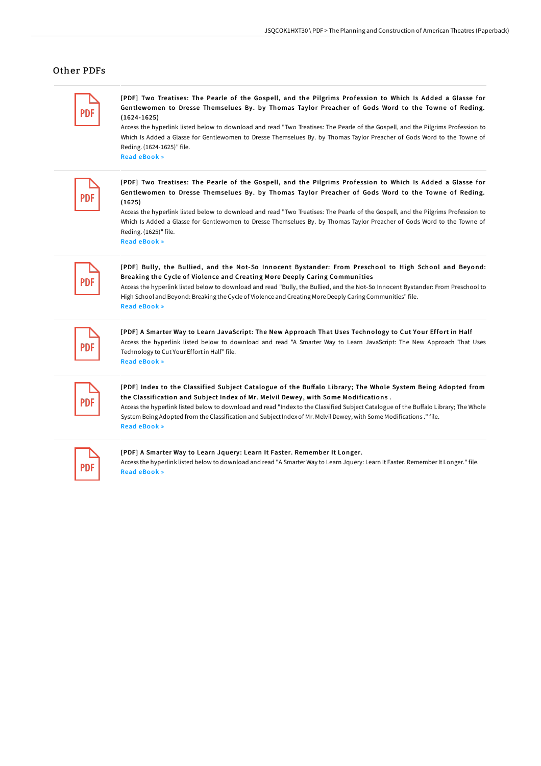## Other PDFs

**[PDF] Two Treatises: The Pearle of the Gospell, and the Pilgrims Profession to Which Is Added a Glasse for Gentlewomen to Dresse Themselues By. by Thomas Taylor Preacher of Gods Word to the Towne of Reding. (1624-1625)**

Access the hyperlink listed below to download and read "Two Treatises: The Pearle of the Gospell, and the Pilgrims Profession to Which Is Added a Glasse for Gentlewomen to Dresse Themselues By. by Thomas Taylor Preacher of Gods Word to the Towne of Reding. (1624-1625)" file.

Read eBook »

**[PDF] Two Treatises: The Pearle of the Gospell, and the Pilgrims Profession to Which Is Added a Glasse for Gentlewomen to Dresse Themselues By. by Thomas Taylor Preacher of Gods Word to the Towne of Reding. (1625)**

Access the hyperlink listed below to download and read "Two Treatises: The Pearle of the Gospell, and the Pilgrims Profession to Which Is Added a Glasse for Gentlewomen to Dresse Themselues By. by Thomas Taylor Preacher of Gods Word to the Towne of Reding. (1625)" file.

Read eBook »

**[PDF] Bully, the Bullied, and the Not-So Innocent Bystander: From Preschool to High School and Beyond: Breaking the Cycle of Violence and Creating More Deeply Caring Communities**

Access the hyperlink listed below to download and read "Bully, the Bullied, and the Not-So Innocent Bystander: From Preschool to High School and Beyond: Breaking the Cycle of Violence and Creating More Deeply Caring Communities" file.

Read eBook »

**[PDF] A Smarter Way to Learn JavaScript: The New Approach That Uses Technology to Cut Your Effort in Half**

Access the hyperlink listed below to download and read "A Smarter Way to Learn JavaScript: The New Approach That Uses Technology to Cut Your Effort in Half" file.

Read eBook »

**[PDF] Index to the Classified Subject Catalogue of the Buffalo Library; The Whole System Being Adopted from the Classification and Subject Index of Mr. Melvil Dewey, with Some Modifications .**

Access the hyperlink listed below to download and read "Index to the Classified Subject Catalogue of the Buffalo Library; The Whole System Being Adopted from the Classification and Subject Index of Mr. Melvil Dewey, with Some Modifications ." file.

Read eBook »

**[PDF] A Smarter Way to Learn Jquery: Learn It Faster. Remember It Longer.**

Access the hyperlink listed below to download and read "A Smarter Way to Learn Jquery: Learn It Faster. Remember It Longer." file.

Read eBook »